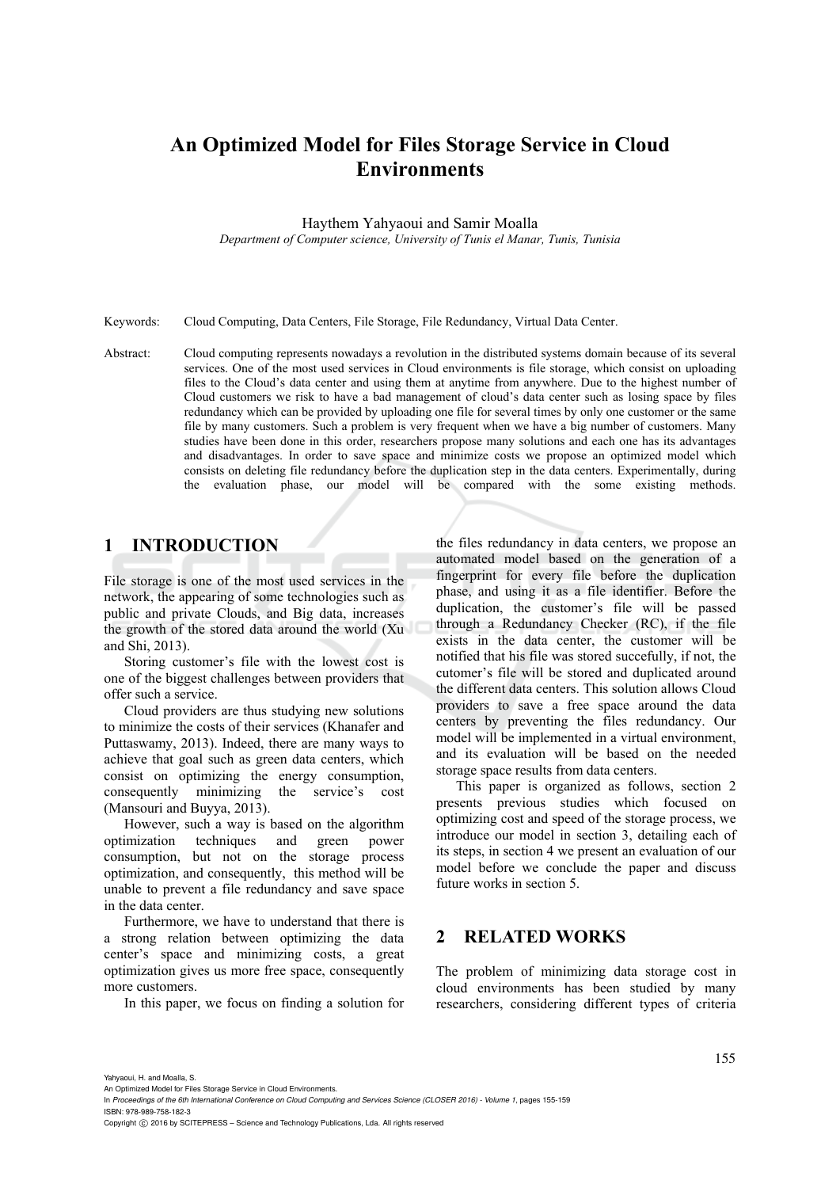# An Optimized Model for Files Storage Service in Cloud Environments

Haythem Yahyaoui and Samir Moalla

*Department of Computer science, University of Tunis el Manar, Tunis, Tunisia*

Keywords: Cloud Computing, Data Centers, File Storage, File Redundancy, Virtual Data Center.

Abstract: Cloud computing represents nowadays a revolution in the distributed systems domain because of its several services. One of the most used services in Cloud environments is file storage, which consist on uploading files to the Cloud's data center and using them at anytime from anywhere. Due to the highest number of Cloud customers we risk to have a bad management of cloud's data center such as losing space by files redundancy which can be provided by uploading one file for several times by only one customer or the same file by many customers. Such a problem is very frequent when we have a big number of customers. Many studies have been done in this order, researchers propose many solutions and each one has its advantages and disadvantages. In order to save space and minimize costs we propose an optimized model which consists on deleting file redundancy before the duplication step in the data centers. Experimentally, during the evaluation phase, our model will be compared with the some existing methods.

## 1 INTRODUCTION

File storage is one of the most used services in the network, the appearing of some technologies such as public and private Clouds, and Big data, increases the growth of the stored data around the world (Xu and Shi, 2013).

Storing customer's file with the lowest cost is one of the biggest challenges between providers that offer such a service.

Cloud providers are thus studying new solutions to minimize the costs of their services (Khanafer and Puttaswamy, 2013). Indeed, there are many ways to achieve that goal such as green data centers, which consist on optimizing the energy consumption, consequently minimizing the service's cost (Mansouri and Buyya, 2013).

However, such a way is based on the algorithm optimization techniques and green power consumption, but not on the storage process optimization, and consequently, this method will be unable to prevent a file redundancy and save space in the data center.

Furthermore, we have to understand that there is a strong relation between optimizing the data center's space and minimizing costs, a great optimization gives us more free space, consequently more customers.

In this paper, we focus on finding a solution for the files redundancy in data centers, we propose an automated model based on the generation of a fingerprint for every file before the duplication phase, and using it as a file identifier. Before the duplication, the customer's file will be passed through a Redundancy Checker (RC), if the file exists in the data center, the customer will be notified that his file was stored succefully, if not, the cutomer's file will be stored and duplicated around the different data centers. This solution allows Cloud providers to save a free space around the data centers by preventing the files redundancy. Our model will be implemented in a virtual environment, and its evaluation will be based on the needed storage space results from data centers.

This paper is organized as follows, section 2 presents previous studies which focused on optimizing cost and speed of the storage process, we introduce our model in section 3, detailing each of its steps, in section 4 we present an evaluation of our model before we conclude the paper and discuss future works in section 5.

## 2 RELATED WORKS

The problem of minimizing data storage cost in cloud environments has been studied by many researchers, considering different types of criteria

Yahyaoui, H. and Moalla, S.
An Optimized Model for Files Storage Service in Cloud Environments.
In *Proceedings of the 6th International Conference on Cloud Computing and Services Science (CLOSER 2016) - Volume 1*, pages 155-159
ISBN: 978-989-758-182-3
Copyright © 2016 by SCITEPRESS – Science and Technology Publications, Lda. All rights reserved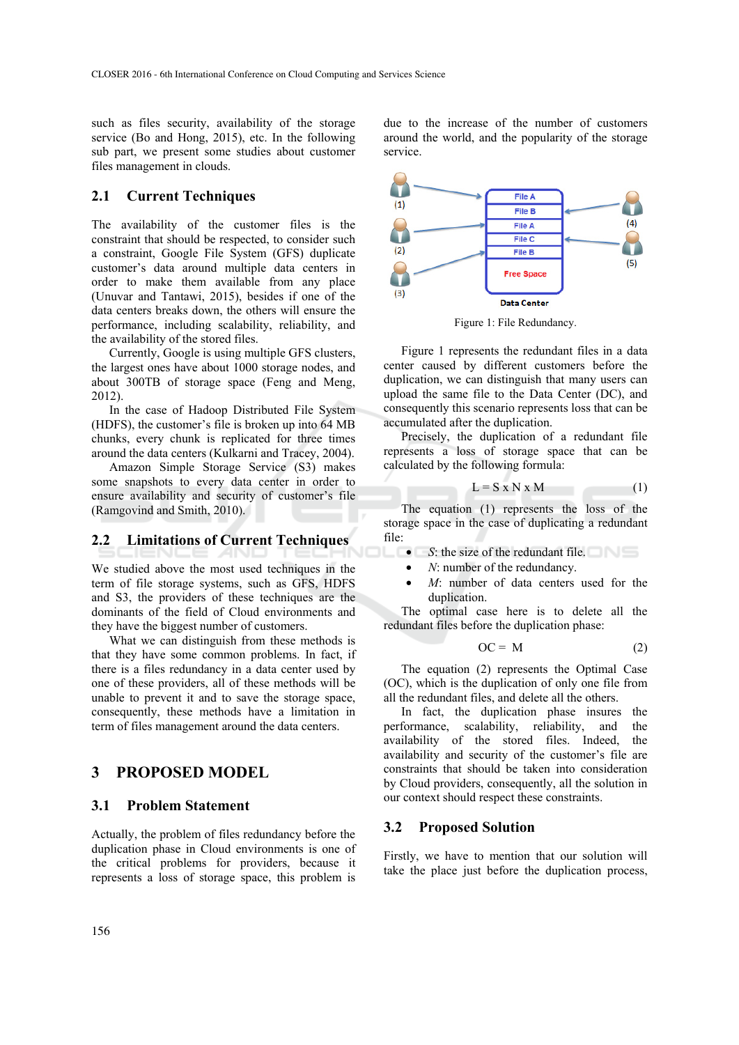such as files security, availability of the storage service (Bo and Hong, 2015), etc. In the following sub part, we present some studies about customer files management in clouds.

## 2.1 Current Techniques

The availability of the customer files is the constraint that should be respected, to consider such a constraint, Google File System (GFS) duplicate customer's data around multiple data centers in order to make them available from any place (Unuvar and Tantawi, 2015), besides if one of the data centers breaks down, the others will ensure the performance, including scalability, reliability, and the availability of the stored files.

Currently, Google is using multiple GFS clusters, the largest ones have about 1000 storage nodes, and about 300TB of storage space (Feng and Meng, 2012).

In the case of Hadoop Distributed File System (HDFS), the customer's file is broken up into 64 MB chunks, every chunk is replicated for three times around the data centers (Kulkarni and Tracey, 2004).

Amazon Simple Storage Service (S3) makes some snapshots to every data center in order to ensure availability and security of customer's file (Ramgovind and Smith, 2010).

## 2.2 Limitations of Current Techniques

We studied above the most used techniques in the term of file storage systems, such as GFS, HDFS and S3, the providers of these techniques are the dominants of the field of Cloud environments and they have the biggest number of customers.

What we can distinguish from these methods is that they have some common problems. In fact, if there is a files redundancy in a data center used by one of these providers, all of these methods will be unable to prevent it and to save the storage space, consequently, these methods have a limitation in term of files management around the data centers.

# 3 PROPOSED MODEL

## 3.1 Problem Statement

Actually, the problem of files redundancy before the duplication phase in Cloud environments is one of the critical problems for providers, because it represents a loss of storage space, this problem is due to the increase of the number of customers around the world, and the popularity of the storage service.

Figure 1: File Redundancy.

Figure 1 represents the redundant files in a data center caused by different customers before the duplication, we can distinguish that many users can upload the same file to the Data Center (DC), and consequently this scenario represents loss that can be accumulated after the duplication.

Precisely, the duplication of a redundant file represents a loss of storage space that can be calculated by the following formula:

$$L = S \times N \times M \qquad (1)$$

The equation (1) represents the loss of the storage space in the case of duplicating a redundant file:

- $S$: the size of the redundant file.
- $N$: number of the redundancy.
- $M$: number of data centers used for the duplication.

The optimal case here is to delete all the redundant files before the duplication phase:

$$OC = M \qquad (2)$$

The equation (2) represents the Optimal Case (OC), which is the duplication of only one file from all the redundant files, and delete all the others.

In fact, the duplication phase insures the performance, scalability, reliability, and the availability of the stored files. Indeed, the availability and security of the customer's file are constraints that should be taken into consideration by Cloud providers, consequently, all the solution in our context should respect these constraints.

## 3.2 Proposed Solution

Firstly, we have to mention that our solution will take the place just before the duplication process,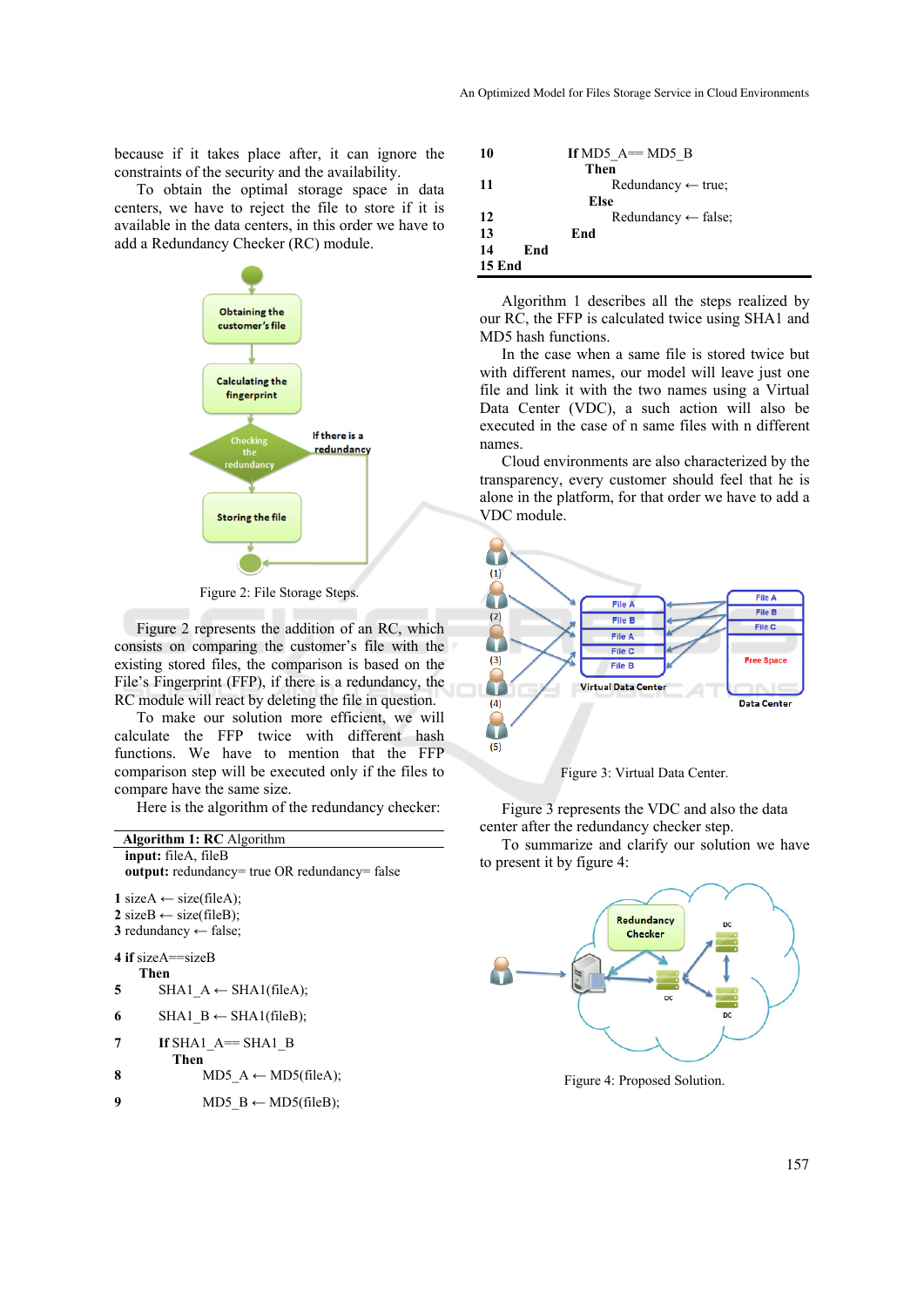because if it takes place after, it can ignore the constraints of the security and the availability.

To obtain the optimal storage space in data centers, we have to reject the file to store if it is available in the data centers, in this order we have to add a Redundancy Checker (RC) module.

Figure 2: File Storage Steps.

Figure 2 represents the addition of an RC, which consists on comparing the customer's file with the existing stored files, the comparison is based on the File's Fingerprint (FFP), if there is a redundancy, the RC module will react by deleting the file in question.

To make our solution more efficient, we will calculate the FFP twice with different hash functions. We have to mention that the FFP comparison step will be executed only if the files to compare have the same size.

Here is the algorithm of the redundancy checker:

**Algorithm 1: RC** Algorithm

```
input: fileA, fileB
output: redundancy= true OR redundancy= false

1  sizeA ← size(fileA);
2  sizeB ← size(fileB);
3  redundancy ← false;

4  if sizeA==sizeB
   Then
5      SHA1_A ← SHA1(fileA);

6      SHA1_B ← SHA1(fileB);

7      If SHA1_A== SHA1_B
       Then
8          MD5_A ← MD5(fileA);

9          MD5_B ← MD5(fileB);

10         If MD5_A== MD5_B
           Then
11             Redundancy ← true;
           Else
12             Redundancy ← false;
13         End
14     End
15 End
```

Algorithm 1 describes all the steps realized by our RC, the FFP is calculated twice using SHA1 and MD5 hash functions.

In the case when a same file is stored twice but with different names, our model will leave just one file and link it with the two names using a Virtual Data Center (VDC), a such action will also be executed in the case of n same files with n different names.

Cloud environments are also characterized by the transparency, every customer should feel that he is alone in the platform, for that order we have to add a VDC module.

Figure 3: Virtual Data Center.

Figure 3 represents the VDC and also the data center after the redundancy checker step.

To summarize and clarify our solution we have to present it by figure 4:

Figure 4: Proposed Solution.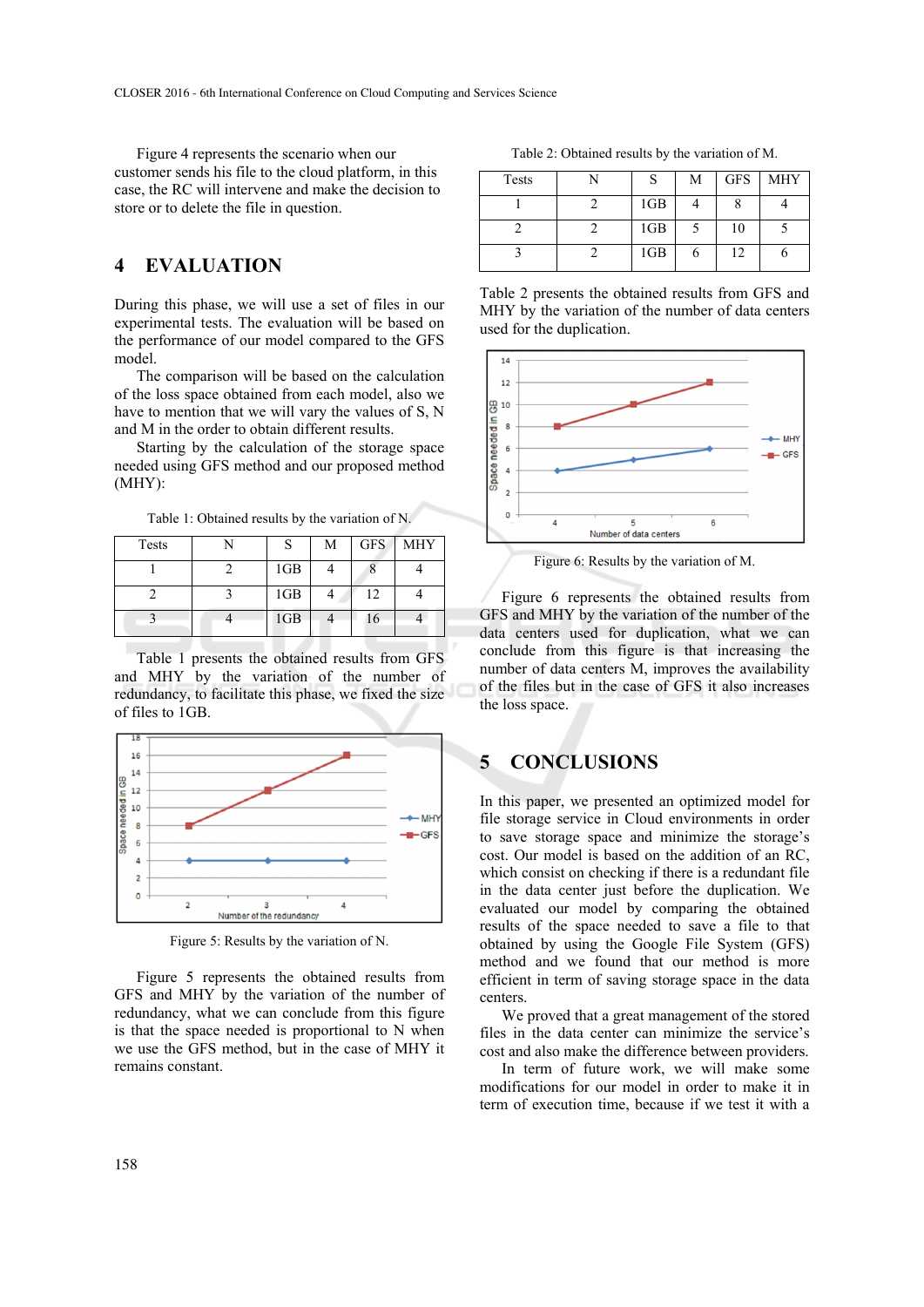Figure 4 represents the scenario when our customer sends his file to the cloud platform, in this case, the RC will intervene and make the decision to store or to delete the file in question.

## 4 EVALUATION

During this phase, we will use a set of files in our experimental tests. The evaluation will be based on the performance of our model compared to the GFS model.

The comparison will be based on the calculation of the loss space obtained from each model, also we have to mention that we will vary the values of S, N and M in the order to obtain different results.

Starting by the calculation of the storage space needed using GFS method and our proposed method (MHY):

Table 1: Obtained results by the variation of N.

| Tests | N | S | M | GFS | MHY |
|---|---|---|---|---|---|
| 1 | 2 | 1GB | 4 | 8 | 4 |
| 2 | 3 | 1GB | 4 | 12 | 4 |
| 3 | 4 | 1GB | 4 | 16 | 4 |

Table 1 presents the obtained results from GFS and MHY by the variation of the number of redundancy, to facilitate this phase, we fixed the size of files to 1GB.

Figure 5: Results by the variation of N.

Figure 5 represents the obtained results from GFS and MHY by the variation of the number of redundancy, what we can conclude from this figure is that the space needed is proportional to N when we use the GFS method, but in the case of MHY it remains constant.

Table 2: Obtained results by the variation of M.

| Tests | N | S | M | GFS | MHY |
|---|---|---|---|---|---|
| 1 | 2 | 1GB | 4 | 8 | 4 |
| 2 | 2 | 1GB | 5 | 10 | 5 |
| 3 | 2 | 1GB | 6 | 12 | 6 |

Table 2 presents the obtained results from GFS and MHY by the variation of the number of data centers used for the duplication.

Figure 6: Results by the variation of M.

Figure 6 represents the obtained results from GFS and MHY by the variation of the number of the data centers used for duplication, what we can conclude from this figure is that increasing the number of data centers M, improves the availability of the files but in the case of GFS it also increases the loss space.

## 5 CONCLUSIONS

In this paper, we presented an optimized model for file storage service in Cloud environments in order to save storage space and minimize the storage's cost. Our model is based on the addition of an RC, which consist on checking if there is a redundant file in the data center just before the duplication. We evaluated our model by comparing the obtained results of the space needed to save a file to that obtained by using the Google File System (GFS) method and we found that our method is more efficient in term of saving storage space in the data centers.

We proved that a great management of the stored files in the data center can minimize the service's cost and also make the difference between providers.

In term of future work, we will make some modifications for our model in order to make it in term of execution time, because if we test it with a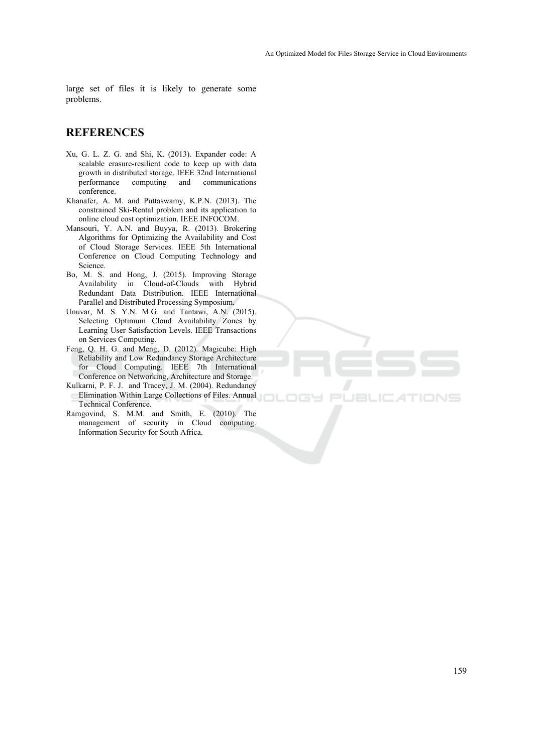large set of files it is likely to generate some problems.

## REFERENCES

Xu, G. L. Z. G. and Shi, K. (2013). Expander code: A scalable erasure-resilient code to keep up with data growth in distributed storage. IEEE 32nd International performance computing and communications conference.

Khanafer, A. M. and Puttaswamy, K.P.N. (2013). The constrained Ski-Rental problem and its application to online cloud cost optimization. IEEE INFOCOM.

Mansouri, Y. A.N. and Buyya, R. (2013). Brokering Algorithms for Optimizing the Availability and Cost of Cloud Storage Services. IEEE 5th International Conference on Cloud Computing Technology and Science.

Bo, M. S. and Hong, J. (2015). Improving Storage Availability in Cloud-of-Clouds with Hybrid Redundant Data Distribution. IEEE International Parallel and Distributed Processing Symposium.

Unuvar, M. S. Y.N. M.G. and Tantawi, A.N. (2015). Selecting Optimum Cloud Availability Zones by Learning User Satisfaction Levels. IEEE Transactions on Services Computing.

Feng, Q. H. G. and Meng, D. (2012). Magicube: High Reliability and Low Redundancy Storage Architecture for Cloud Computing. IEEE 7th International Conference on Networking, Architecture and Storage.

Kulkarni, P. F. J. and Tracey, J. M. (2004). Redundancy Elimination Within Large Collections of Files. Annual Technical Conference.

Ramgovind, S. M.M. and Smith, E. (2010). The management of security in Cloud computing. Information Security for South Africa.